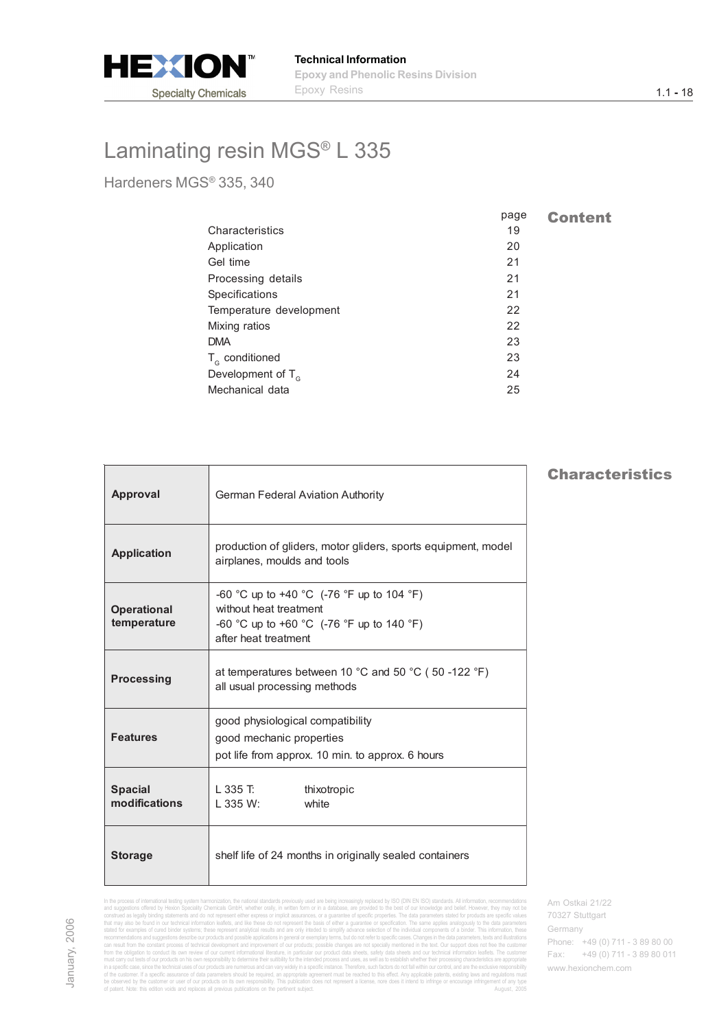# Laminating resin MGS® L 335

## Hardeners MGS® 335, 340

## Content

| | page |
|---|---|
| Characteristics | 19 |
| Application | 20 |
| Gel time | 21 |
| Processing details | 21 |
| Specifications | 21 |
| Temperature development | 22 |
| Mixing ratios | 22 |
| DMA | 23 |
| $T_G$ conditioned | 23 |
| Development of $T_G$ | 24 |
| Mechanical data | 25 |

## Characteristics

| | |
|---|---|
| **Approval** | German Federal Aviation Authority |
| **Application** | production of gliders, motor gliders, sports equipment, model airplanes, moulds and tools |
| **Operational temperature** | -60 °C up to +40 °C (-76 °F up to 104 °F) without heat treatment<br>-60 °C up to +60 °C (-76 °F up to 140 °F) after heat treatment |
| **Processing** | at temperatures between 10 °C and 50 °C ( 50 -122 °F)<br>all usual processing methods |
| **Features** | good physiological compatibility<br>good mechanic properties<br>pot life from approx. 10 min. to approx. 6 hours |
| **Spacial modifications** | L 335 T: thixotropic<br>L 335 W: white |
| **Storage** | shelf life of 24 months in originally sealed containers |

In the process of international testing system harmonization, the national standards previously used are being increasingly replaced by ISO (DIN EN ISO) standards. All information, recommendations and suggestions offered by Hexion Specialty Chemicals GmbH, whether orally, in written form or in a database, are provided to the best of our knowledge and belief. However, they may not be construed as legally binding statements and do not represent either express or implicit assurances, or a guarantee of specific properties. The data parameters stated for products are specific values that may also be found in our technical information leaflets, and like these do not represent the basis of either a guarantee or specification. The same applies analogously to the data parameters stated for examples of cured binder systems; these represent analytical results and are only intended to simplify advance selection of the individual components of a binder. This information, these recommendations and suggestions describe our products and possible applications in general or exemplary terms, but do not refer to specific cases. Changes in the data parameters, texts and illustrations can result from the constant process of technical development and improvement of our products; possible changes are not specially mentioned in the text. Our support does not free the customer from the obligation to conduct its own review of our current informational literature, in particular our product data sheets, safety data sheets and our technical information leaflets. The customer must carry out tests of our products on his own responsibility to determine their suitability for the intended process and uses, as well as to establish whether their processing characteristics are appropriate in a specific case, since the technical uses of our products are numerous and can vary widely in a specific instance. Therefore, such factors do not fall within our control, and are the exclusive responsibility of the customer. If a specific assurance of data parameters should be required, an appropriate agreement must be reached to this effect. Any applicable patents, existing laws and regulations must be observed by the customer or user of our products on its own responsibility. This publication does not represent a license, nore does it intend to infringe or encourage infringement of any type of patent. Note: this edition voids and replaces all previous publications on the pertinent subject. August, 2005

Am Ostkai 21/22
70327 Stuttgart
Germany
Phone: +49 (0) 711 - 3 89 80 00
Fax: +49 (0) 711 - 3 89 80 011
www.hexionchem.com

January, 2006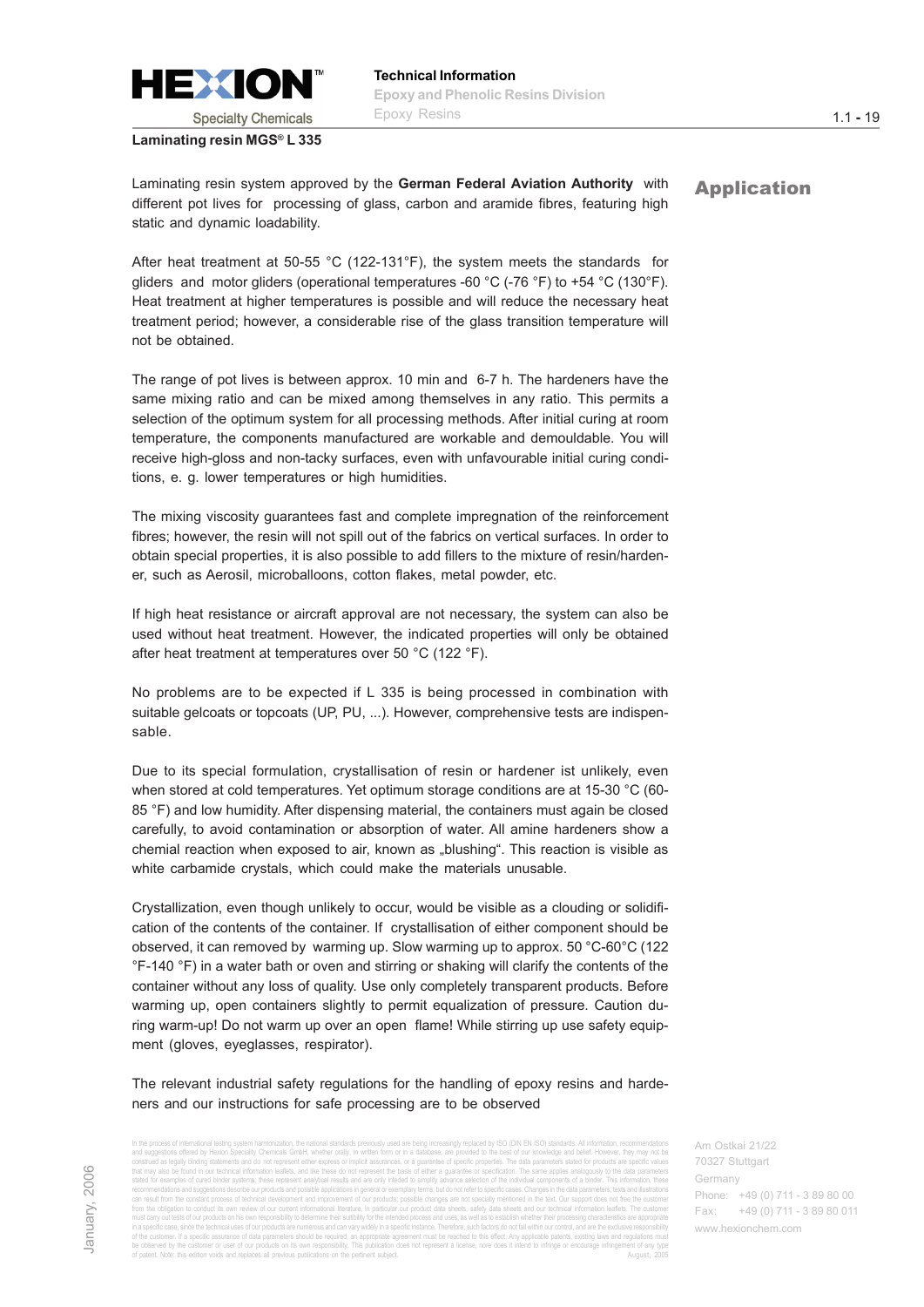## Laminating resin MGS® L 335

## Application

Laminating resin system approved by the **German Federal Aviation Authority** with different pot lives for processing of glass, carbon and aramide fibres, featuring high static and dynamic loadability.

After heat treatment at 50-55 °C (122-131°F), the system meets the standards for gliders and motor gliders (operational temperatures -60 °C (-76 °F) to +54 °C (130°F). Heat treatment at higher temperatures is possible and will reduce the necessary heat treatment period; however, a considerable rise of the glass transition temperature will not be obtained.

The range of pot lives is between approx. 10 min and 6-7 h. The hardeners have the same mixing ratio and can be mixed among themselves in any ratio. This permits a selection of the optimum system for all processing methods. After initial curing at room temperature, the components manufactured are workable and demouldable. You will receive high-gloss and non-tacky surfaces, even with unfavourable initial curing conditions, e. g. lower temperatures or high humidities.

The mixing viscosity guarantees fast and complete impregnation of the reinforcement fibres; however, the resin will not spill out of the fabrics on vertical surfaces. In order to obtain special properties, it is also possible to add fillers to the mixture of resin/hardener, such as Aerosil, microballoons, cotton flakes, metal powder, etc.

If high heat resistance or aircraft approval are not necessary, the system can also be used without heat treatment. However, the indicated properties will only be obtained after heat treatment at temperatures over 50 °C (122 °F).

No problems are to be expected if L 335 is being processed in combination with suitable gelcoats or topcoats (UP, PU, ...). However, comprehensive tests are indispensable.

Due to its special formulation, crystallisation of resin or hardener ist unlikely, even when stored at cold temperatures. Yet optimum storage conditions are at 15-30 °C (60-85 °F) and low humidity. After dispensing material, the containers must again be closed carefully, to avoid contamination or absorption of water. All amine hardeners show a chemial reaction when exposed to air, known as „blushing". This reaction is visible as white carbamide crystals, which could make the materials unusable.

Crystallization, even though unlikely to occur, would be visible as a clouding or solidification of the contents of the container. If crystallisation of either component should be observed, it can removed by warming up. Slow warming up to approx. 50 °C-60°C (122 °F-140 °F) in a water bath or oven and stirring or shaking will clarify the contents of the container without any loss of quality. Use only completely transparent products. Before warming up, open containers slightly to permit equalization of pressure. Caution during warm-up! Do not warm up over an open flame! While stirring up use safety equipment (gloves, eyeglasses, respirator).

The relevant industrial safety regulations for the handling of epoxy resins and hardeners and our instructions for safe processing are to be observed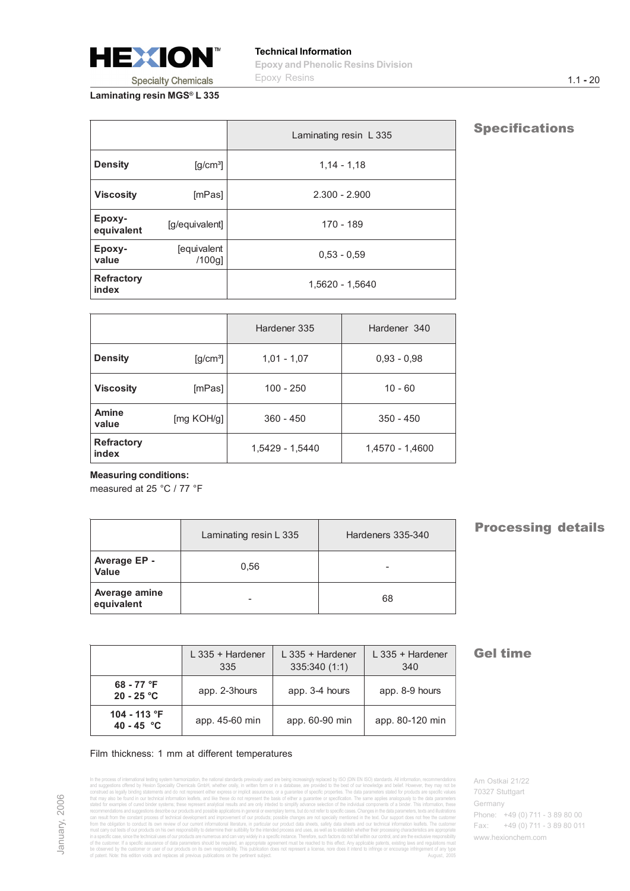Laminating resin MGS® L 335

## Specifications

| | | Laminating resin L 335 |
|---|---|---|
| **Density** | [g/cm³] | 1,14 - 1,18 |
| **Viscosity** | [mPas] | 2.300 - 2.900 |
| **Epoxy-equivalent** | [g/equivalent] | 170 - 189 |
| **Epoxy-value** | [equivalent /100g] | 0,53 - 0,59 |
| **Refractory index** | | 1,5620 - 1,5640 |

| | | Hardener 335 | Hardener 340 |
|---|---|---|---|
| **Density** | [g/cm³] | 1,01 - 1,07 | 0,93 - 0,98 |
| **Viscosity** | [mPas] | 100 - 250 | 10 - 60 |
| **Amine value** | [mg KOH/g] | 360 - 450 | 350 - 450 |
| **Refractory index** | | 1,5429 - 1,5440 | 1,4570 - 1,4600 |

**Measuring conditions:**
measured at 25 °C / 77 °F

## Processing details

| | Laminating resin L 335 | Hardeners 335-340 |
|---|---|---|
| **Average EP - Value** | 0,56 | - |
| **Average amine equivalent** | - | 68 |

## Gel time

| | L 335 + Hardener 335 | L 335 + Hardener 335:340 (1:1) | L 335 + Hardener 340 |
|---|---|---|---|
| **68 - 77 °F 20 - 25 °C** | app. 2-3hours | app. 3-4 hours | app. 8-9 hours |
| **104 - 113 °F 40 - 45 °C** | app. 45-60 min | app. 60-90 min | app. 80-120 min |

Film thickness: 1 mm at different temperatures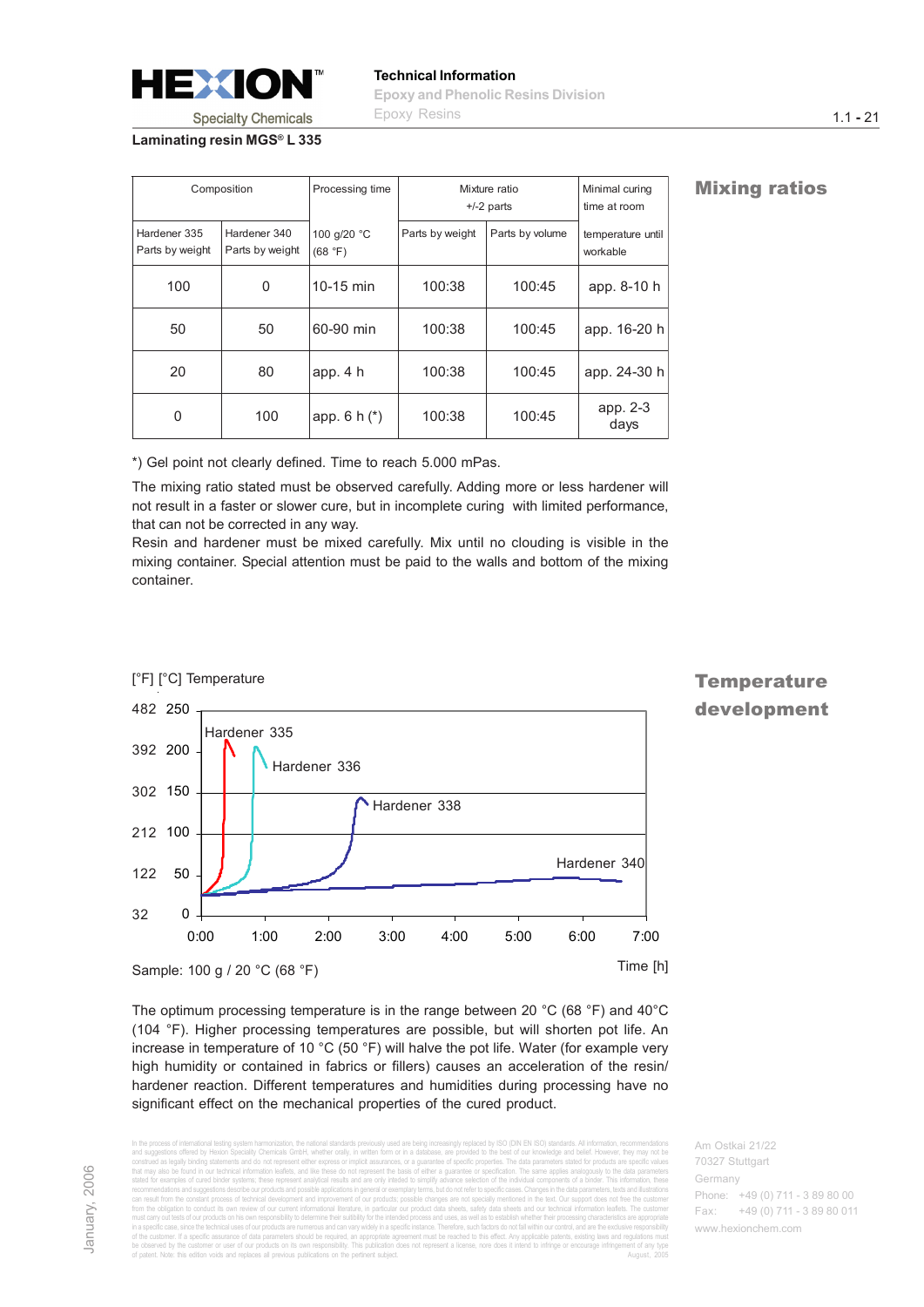**Laminating resin MGS® L 335**

## Mixing ratios

| Composition | | Processing time | Mixture ratio +/-2 parts | | Minimal curing time at room |
|---|---|---|---|---|---|
| Hardener 335 Parts by weight | Hardener 340 Parts by weight | 100 g/20 °C (68 °F) | Parts by weight | Parts by volume | temperature until workable |
| 100 | 0 | 10-15 min | 100:38 | 100:45 | app. 8-10 h |
| 50 | 50 | 60-90 min | 100:38 | 100:45 | app. 16-20 h |
| 20 | 80 | app. 4 h | 100:38 | 100:45 | app. 24-30 h |
| 0 | 100 | app. 6 h (*) | 100:38 | 100:45 | app. 2-3 days |

*) Gel point not clearly defined. Time to reach 5.000 mPas.

The mixing ratio stated must be observed carefully. Adding more or less hardener will not result in a faster or slower cure, but in incomplete curing with limited performance, that can not be corrected in any way.

Resin and hardener must be mixed carefully. Mix until no clouding is visible in the mixing container. Special attention must be paid to the walls and bottom of the mixing container.

## Temperature development

[°F] [°C] Temperature

Hardener 335, Hardener 336, Hardener 338, Hardener 340

Time [h]

Sample: 100 g / 20 °C (68 °F)

The optimum processing temperature is in the range between 20 °C (68 °F) and 40°C (104 °F). Higher processing temperatures are possible, but will shorten pot life. An increase in temperature of 10 °C (50 °F) will halve the pot life. Water (for example very high humidity or contained in fabrics or fillers) causes an acceleration of the resin/ hardener reaction. Different temperatures and humidities during processing have no significant effect on the mechanical properties of the cured product.

In the process of international testing system harmonization, the national standards previously used are being increasingly replaced by ISO (DIN EN ISO) standards. All information, recommendations and suggestions offered by Hexion Specialty Chemicals GmbH, whether orally, in written form or in a database, are provided to the best of our knowledge and belief. However, they may not be construed as legally binding statements and do not represent either express or implicit assurances, or a guarantee of specific properties. The data parameters stated for products are specific values that may also be found in our technical information leaflets, and like these do not represent the basis of either a guarantee or specification. The same applies analogously to the data parameters stated for examples of cured binder systems; these represent analytical results and are only intended to simplify advance selection of the individual components of a binder. This information, these recommendations and suggestions describe our products and possible applications in general or exemplary terms, but do not refer to specific cases. Changes in the data parameters, texts and illustrations can result from the constant process of technical development and improvement of our products; possible changes are not specially mentioned in the text. Our support does not free the customer from the obligation to conduct its own review of our current informational literature, in particular our product data sheets, safety data sheets and our technical information leaflets. The customer must carry out tests of our products on his own responsibility to determine their suitability for the intended process and uses, as well as to establish whether their processing characteristics are appropriate in a specific case, since the technical uses of our products are numerous and can vary widely in a specific instance. Therefore, such factors do not fall within our control, and are the exclusive responsibility of the customer. If a specific assurance of data parameters should be required, an appropriate agreement must be reached to this effect. Any applicable patents, existing laws and regulations must be observed by the customer or user of our products on its own responsibility. This publication does not represent a license, nore does it intend to infringe or encourage infringement of any type of patent. Note: this edition voids and replaces all previous publications on the pertinent subject. August, 2005

Am Ostkai 21/22
70327 Stuttgart
Germany
Phone: +49 (0) 711 - 3 89 80 00
Fax: +49 (0) 711 - 3 89 80 011
www.hexionchem.com

January, 2006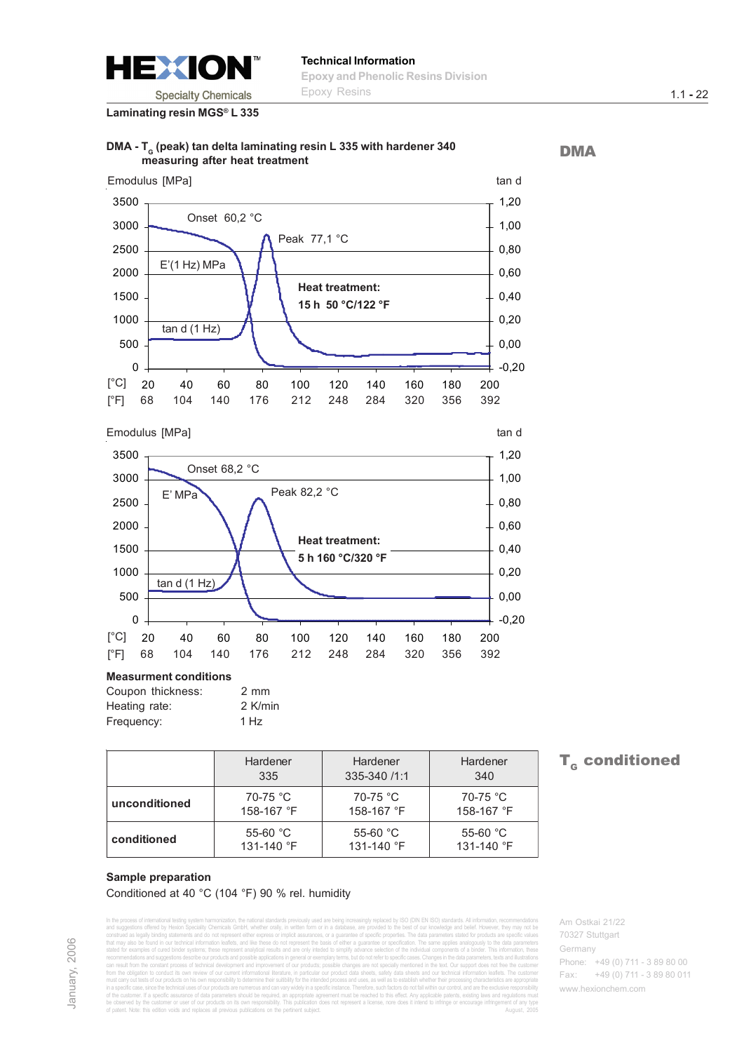**Laminating resin MGS® L 335**

## DMA

**DMA - $T_G$ (peak) tan delta laminating resin L 335 with hardener 340 measuring after heat treatment**

Emodulus [MPa] / tan d

Onset 60,2 °C

Peak 77,1 °C

E'(1 Hz) MPa

tan d (1 Hz)

**Heat treatment: 15 h 50 °C/122 °F**

[°C] 20 40 60 80 100 120 140 160 180 200
[°F] 68 104 140 176 212 248 284 320 356 392

Emodulus [MPa] / tan d

Onset 68,2 °C

Peak 82,2 °C

E' MPa

tan d (1 Hz)

**Heat treatment: 5 h 160 °C/320 °F**

[°C] 20 40 60 80 100 120 140 160 180 200
[°F] 68 104 140 176 212 248 284 320 356 392

**Measurment conditions**

| | |
|---|---|
| Coupon thickness: | 2 mm |
| Heating rate: | 2 K/min |
| Frequency: | 1 Hz |

## $T_G$ conditioned

| | Hardener 335 | Hardener 335-340 /1:1 | Hardener 340 |
|---|---|---|---|
| **unconditioned** | 70-75 °C 158-167 °F | 70-75 °C 158-167 °F | 70-75 °C 158-167 °F |
| **conditioned** | 55-60 °C 131-140 °F | 55-60 °C 131-140 °F | 55-60 °C 131-140 °F |

**Sample preparation**

Conditioned at 40 °C (104 °F) 90 % rel. humidity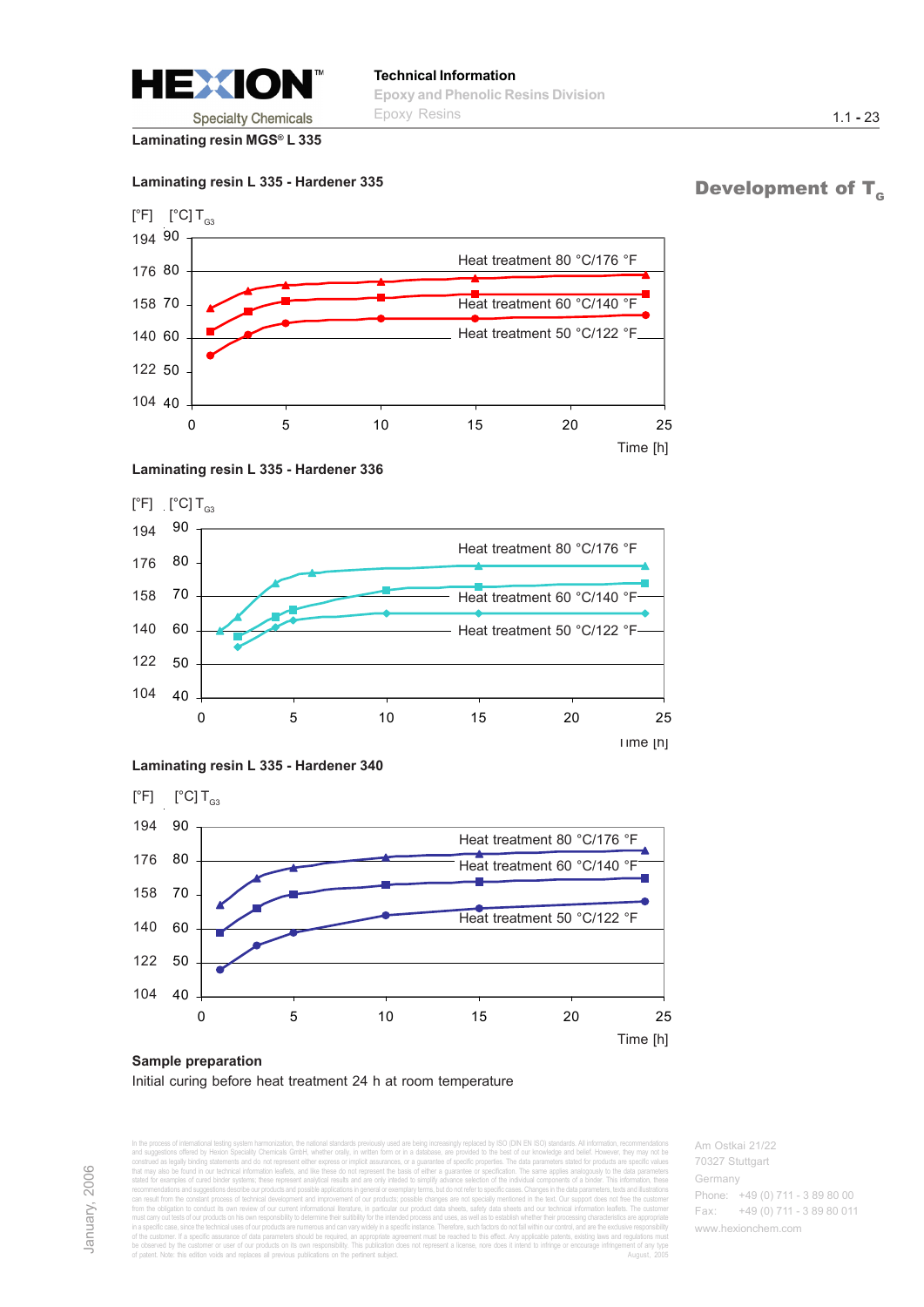Laminating resin MGS® L 335

## Development of $T_G$

### Laminating resin L 335 - Hardener 335

[°F] [°C] $T_{G3}$

| °F | °C |
|---|---|
| 194 | 90 |
| 176 | 80 |
| 158 | 70 |
| 140 | 60 |
| 122 | 50 |
| 104 | 40 |

Heat treatment 80 °C/176 °F

Heat treatment 60 °C/140 °F

Heat treatment 50 °C/122 °F

Time [h]: 0, 5, 10, 15, 20, 25

### Laminating resin L 335 - Hardener 336

[°F] [°C] $T_{G3}$

| °F | °C |
|---|---|
| 194 | 90 |
| 176 | 80 |
| 158 | 70 |
| 140 | 60 |
| 122 | 50 |
| 104 | 40 |

Heat treatment 80 °C/176 °F

Heat treatment 60 °C/140 °F

Heat treatment 50 °C/122 °F

Time [h]: 0, 5, 10, 15, 20, 25

### Laminating resin L 335 - Hardener 340

[°F] [°C] $T_{G3}$

| °F | °C |
|---|---|
| 194 | 90 |
| 176 | 80 |
| 158 | 70 |
| 140 | 60 |
| 122 | 50 |
| 104 | 40 |

Heat treatment 80 °C/176 °F

Heat treatment 60 °C/140 °F

Heat treatment 50 °C/122 °F

Time [h]: 0, 5, 10, 15, 20, 25

**Sample preparation**

Initial curing before heat treatment 24 h at room temperature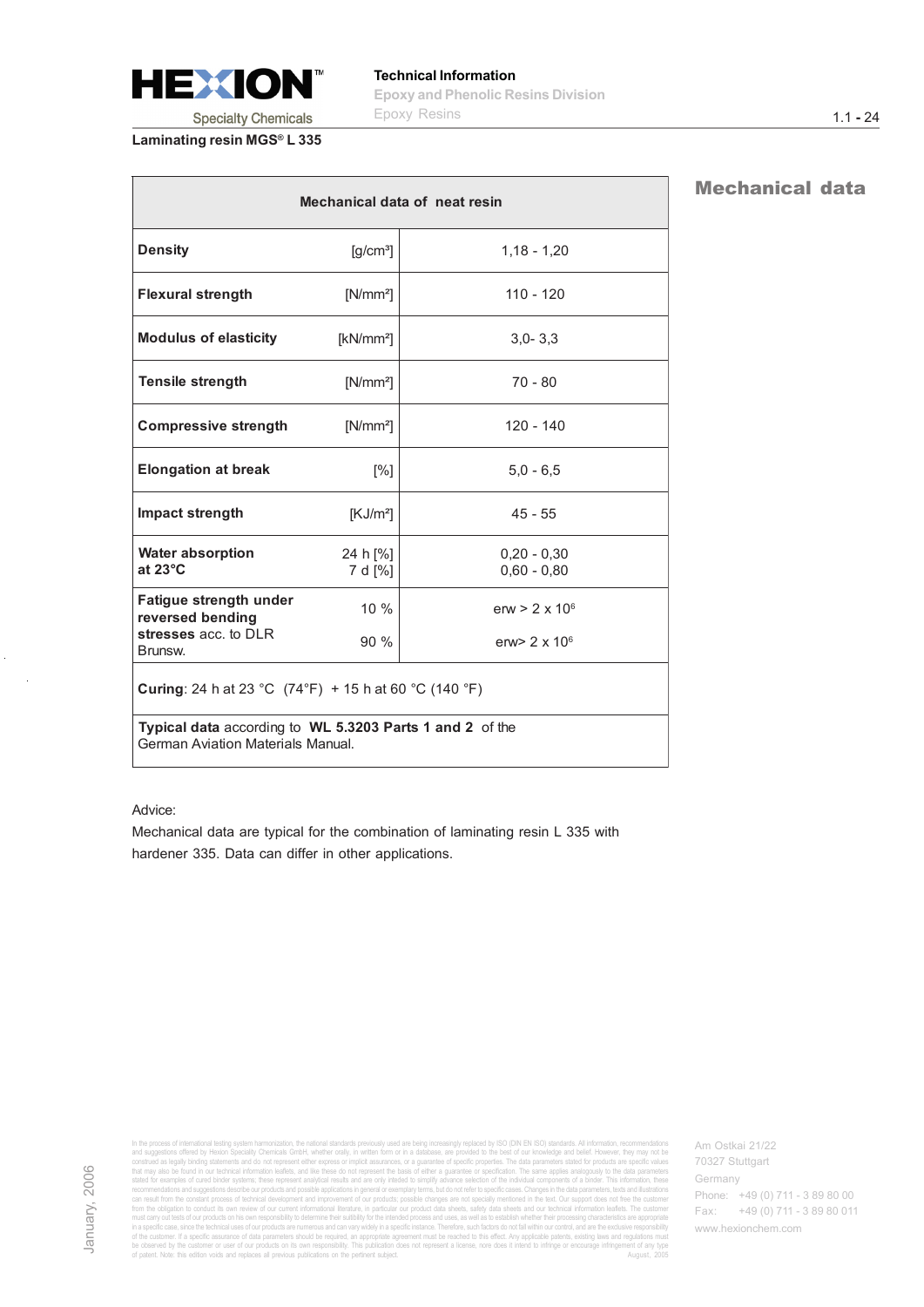Laminating resin MGS® L 335

## Mechanical data

| Mechanical data of neat resin | | |
|---|---|---|
| **Density** | [g/cm³] | 1,18 - 1,20 |
| **Flexural strength** | [N/mm²] | 110 - 120 |
| **Modulus of elasticity** | [kN/mm²] | 3,0- 3,3 |
| **Tensile strength** | [N/mm²] | 70 - 80 |
| **Compressive strength** | [N/mm²] | 120 - 140 |
| **Elongation at break** | [%] | 5,0 - 6,5 |
| **Impact strength** | [KJ/m²] | 45 - 55 |
| **Water absorption at 23°C** | 24 h [%]<br>7 d [%] | 0,20 - 0,30<br>0,60 - 0,80 |
| **Fatigue strength under reversed bending stresses** acc. to DLR Brunsw. | 10 %<br>90 % | erw > 2 x $10^6$<br>erw> 2 x $10^6$ |
| **Curing**: 24 h at 23 °C (74°F) + 15 h at 60 °C (140 °F) | | |
| **Typical data** according to **WL 5.3203 Parts 1 and 2** of the German Aviation Materials Manual. | | |

Advice:

Mechanical data are typical for the combination of laminating resin L 335 with hardener 335. Data can differ in other applications.

In the process of international testing system harmonization, the national standards previously used are being increasingly replaced by ISO (DIN EN ISO) standards. All information, recommendations and suggestions offered by Hexion Specialty Chemicals GmbH, whether orally, in written form or in a database, are provided to the best of our knowledge and belief. However, they may not be construed as legally binding statements and do not represent either express or implicit assurances, or a guarantee of specific properties. The data parameters stated for products are specific values that may also be found in our technical information leaflets, and like these do not represent the basis of either a guarantee or specification. The same applies analogously to the data parameters stated for examples of cured binder systems; these represent analytical results and are only intended to simplify advance selection of the individual components of a binder. This information, these recommendations and suggestions describe our products and possible applications in general or exemplary terms, but do not refer to specific cases. Changes in the data parameters, texts and illustrations can result from the constant process of technical development and improvement of our products; possible changes are not specially mentioned in the text. Our support does not free the customer from the obligation to conduct its own review of our current informational literature, in particular our product data sheets, safety data sheets and our technical information leaflets. The customer must carry out tests of our products on his own responsibility to determine their suitability for the intended process and uses, as well as to establish whether their processing characteristics are appropriate in a specific case, since the technical uses of our products are numerous and can vary widely in a specific instance. Therefore, such factors do not fall within our control, and are the exclusive responsibility of the customer. If a specific assurance of data parameters should be required, an appropriate agreement must be reached to this effect. Any applicable patents, existing laws and regulations must be observed by the customer or user of our products on his own responsibility. This publication does not represent a license, nor does it intend to infringe or encourage infringement of any type of patent. Note: this edition voids and replaces all previous publications on the pertinent subject. August, 2005

Am Ostkai 21/22
70327 Stuttgart
Germany
Phone: +49 (0) 711 - 3 89 80 00
Fax: +49 (0) 711 - 3 89 80 011
www.hexionchem.com

January, 2006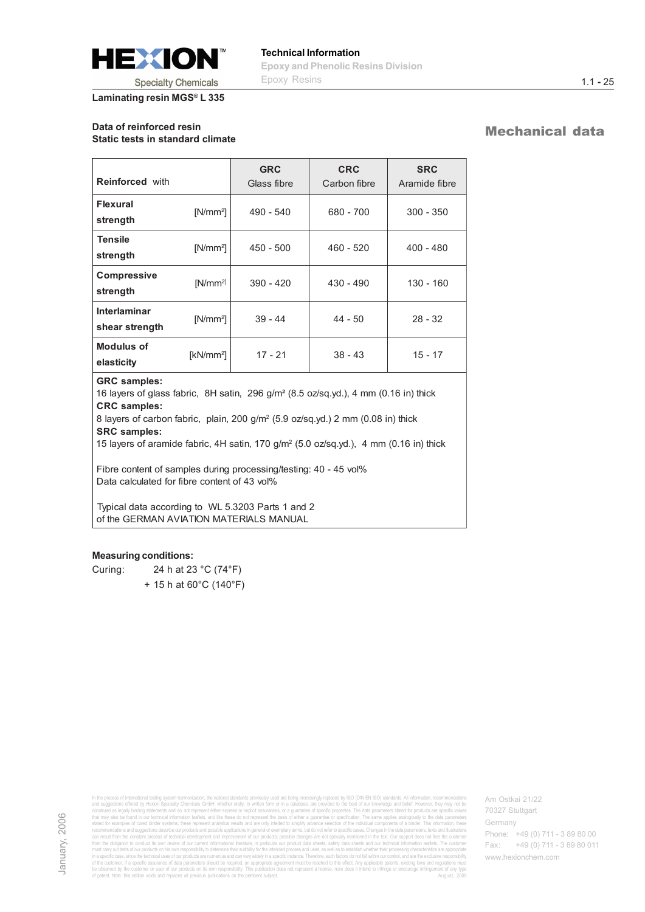## Laminating resin MGS® L 335

### Mechanical data

**Data of reinforced resin**
**Static tests in standard climate**

| Reinforced with | | GRC Glass fibre | CRC Carbon fibre | SRC Aramide fibre |
|---|---|---|---|---|
| **Flexural strength** | [N/mm²] | 490 - 540 | 680 - 700 | 300 - 350 |
| **Tensile strength** | [N/mm²] | 450 - 500 | 460 - 520 | 400 - 480 |
| **Compressive strength** | [N/mm²] | 390 - 420 | 430 - 490 | 130 - 160 |
| **Interlaminar shear strength** | [N/mm²] | 39 - 44 | 44 - 50 | 28 - 32 |
| **Modulus of elasticity** | [kN/mm²] | 17 - 21 | 38 - 43 | 15 - 17 |

**GRC samples:**
16 layers of glass fabric, 8H satin, 296 g/m² (8.5 oz/sq.yd.), 4 mm (0.16 in) thick
**CRC samples:**
8 layers of carbon fabric, plain, 200 g/m² (5.9 oz/sq.yd.) 2 mm (0.08 in) thick
**SRC samples:**
15 layers of aramide fabric, 4H satin, 170 g/m² (5.0 oz/sq.yd.), 4 mm (0.16 in) thick

Fibre content of samples during processing/testing: 40 - 45 vol%
Data calculated for fibre content of 43 vol%

Typical data according to WL 5.3203 Parts 1 and 2
of the GERMAN AVIATION MATERIALS MANUAL

**Measuring conditions:**

Curing: 24 h at 23 °C (74°F)
+ 15 h at 60°C (140°F)